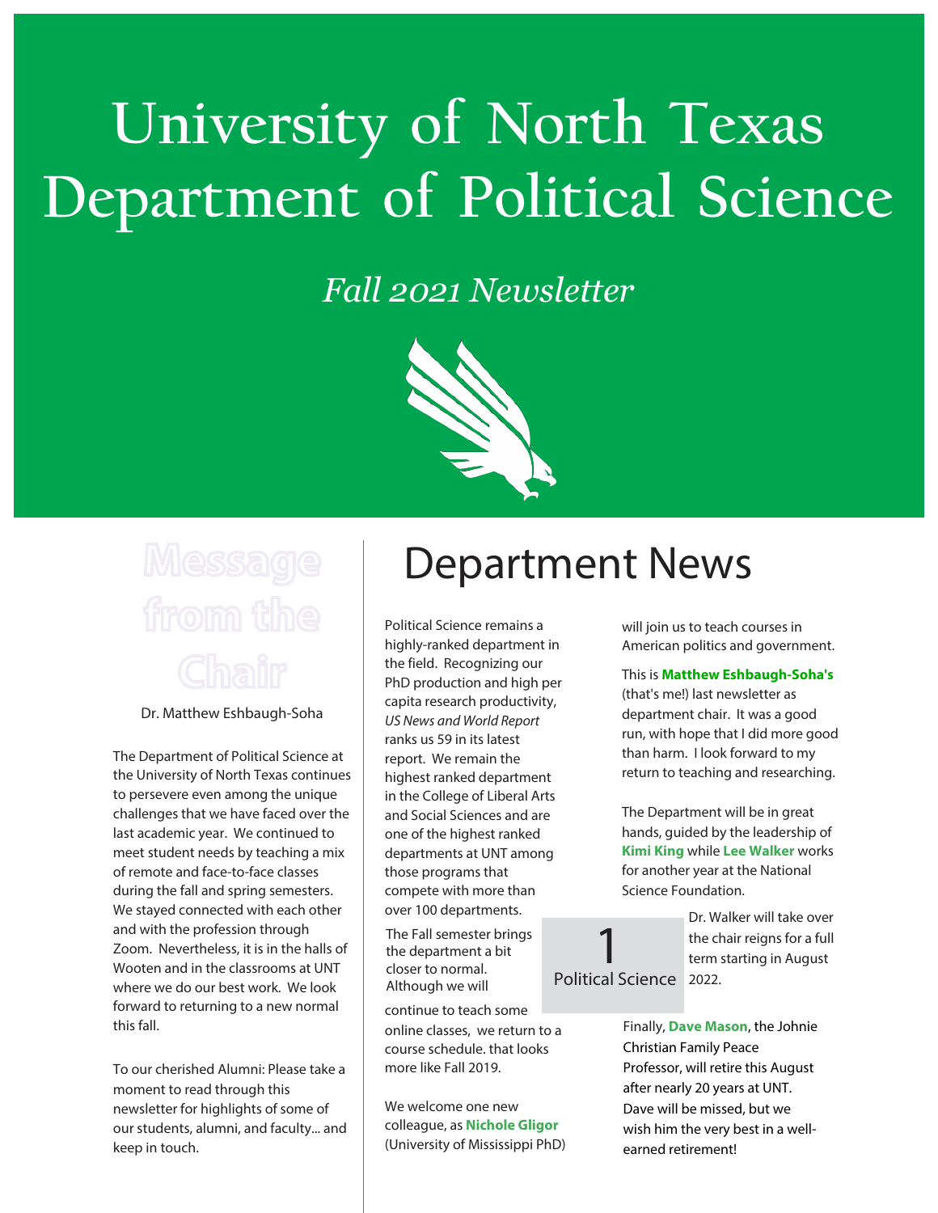# University of North Texas Department of Political Science

*Fall 2021 Newsletter*

## Message from the Chair

Dr. Matthew Eshbaugh-Soha

The Department of Political Science at the University of North Texas continues to persevere even among the unique challenges that we have faced over the last academic year. We continued to meet student needs by teaching a mix of remote and face-to-face classes during the fall and spring semesters. We stayed connected with each other and with the profession through Zoom. Nevertheless, it is in the halls of Wooten and in the classrooms at UNT where we do our best work. We look forward to returning to a new normal this fall.

To our cherished Alumni: Please take a moment to read through this newsletter for highlights of some of our students, alumni, and faculty... and keep in touch.

# Department News

Political Science remains a highly-ranked department in the field. Recognizing our PhD production and high per capita research productivity, *US News and World Report* ranks us 59 in its latest report. We remain the highest ranked department in the College of Liberal Arts and Social Sciences and are one of the highest ranked departments at UNT among those programs that compete with more than over 100 departments.

The Fall semester brings the department a bit closer to normal. Although we will continue to teach some online classes, we return to a course schedule. that looks more like Fall 2019.

We welcome one new colleague, as **Nichole Gligor** (University of Mississippi PhD) will join us to teach courses in American politics and government.

This is **Matthew Eshbaugh-Soha's** (that's me!) last newsletter as department chair. It was a good run, with hope that I did more good than harm. I look forward to my return to teaching and researching.

The Department will be in great hands, guided by the leadership of **Kimi King** while **Lee Walker** works for another year at the National Science Foundation.

Dr. Walker will take over the chair reigns for a full term starting in August 2022.

Finally, **Dave Mason**, the Johnie Christian Family Peace Professor, will retire this August after nearly 20 years at UNT. Dave will be missed, but we wish him the very best in a well-earned retirement!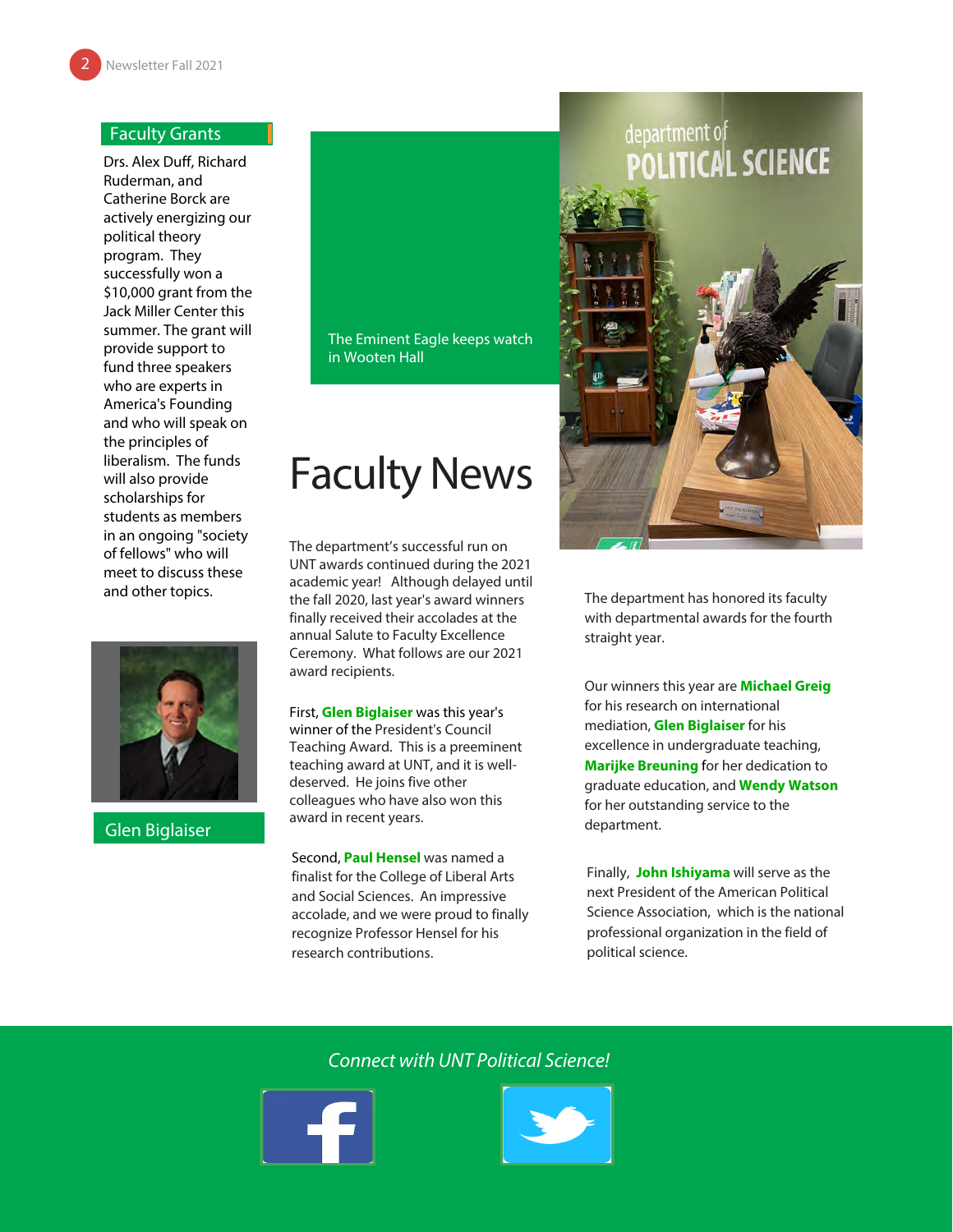## Faculty Grants

Drs. Alex Duff, Richard Ruderman, and Catherine Borck are actively energizing our political theory program. They successfully won a $10,000 grant from the Jack Miller Center this summer. The grant will provide support to fund three speakers who are experts in America's Founding and who will speak on the principles of liberalism. The funds will also provide scholarships for students as members in an ongoing "society of fellows" who will meet to discuss these and other topics.

Glen Biglaiser

The Eminent Eagle keeps watch in Wooten Hall

# Faculty News

The department's successful run on UNT awards continued during the 2021 academic year! Although delayed until the fall 2020, last year's award winners finally received their accolades at the annual Salute to Faculty Excellence Ceremony. What follows are our 2021 award recipients.

First, **Glen Biglaiser** was this year's winner of the President's Council Teaching Award. This is a preeminent teaching award at UNT, and it is well-deserved. He joins five other colleagues who have also won this award in recent years.

Second, **Paul Hensel** was named a finalist for the College of Liberal Arts and Social Sciences. An impressive accolade, and we were proud to finally recognize Professor Hensel for his research contributions.

The department has honored its faculty with departmental awards for the fourth straight year.

Our winners this year are **Michael Greig** for his research on international mediation, **Glen Biglaiser** for his excellence in undergraduate teaching, **Marijke Breuning** for her dedication to graduate education, and **Wendy Watson** for her outstanding service to the department.

Finally, **John Ishiyama** will serve as the next President of the American Political Science Association, which is the national professional organization in the field of political science.

*Connect with UNT Political Science!*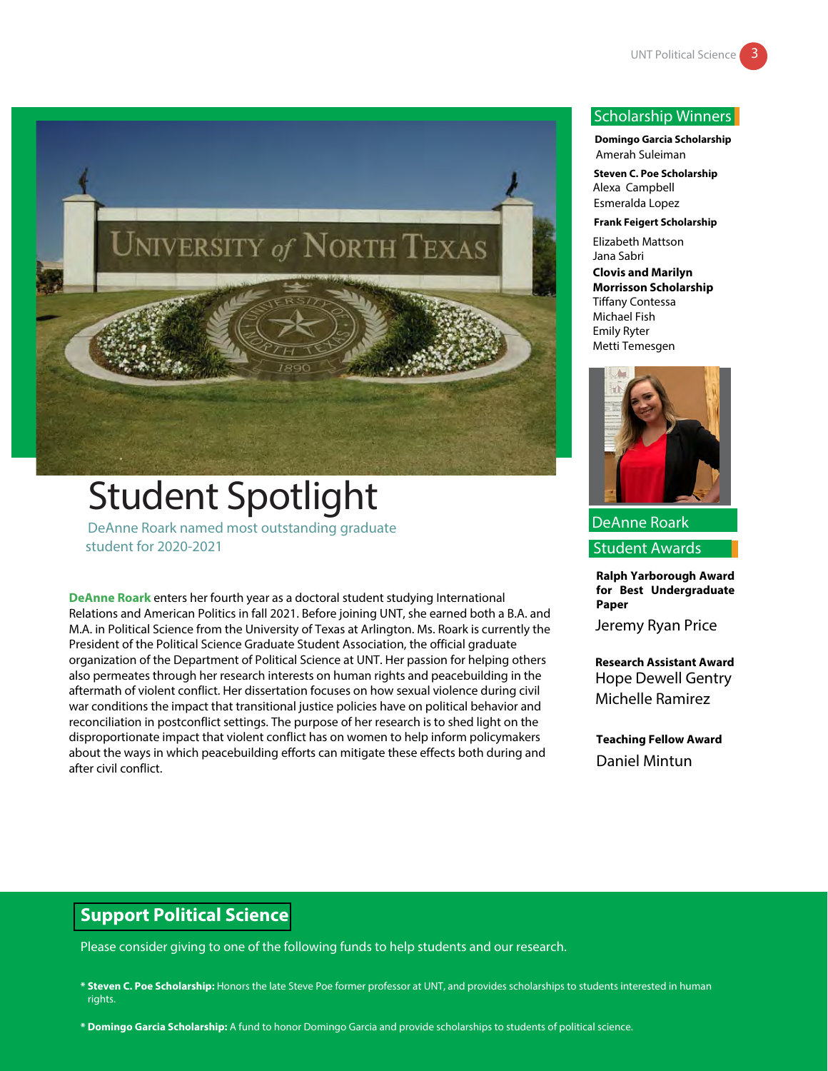# Student Spotlight

DeAnne Roark named most outstanding graduate student for 2020-2021

**DeAnne Roark** enters her fourth year as a doctoral student studying International Relations and American Politics in fall 2021. Before joining UNT, she earned both a B.A. and M.A. in Political Science from the University of Texas at Arlington. Ms. Roark is currently the President of the Political Science Graduate Student Association, the official graduate organization of the Department of Political Science at UNT. Her passion for helping others also permeates through her research interests on human rights and peacebuilding in the aftermath of violent conflict. Her dissertation focuses on how sexual violence during civil war conditions the impact that transitional justice policies have on political behavior and reconciliation in postconflict settings. The purpose of her research is to shed light on the disproportionate impact that violent conflict has on women to help inform policymakers about the ways in which peacebuilding efforts can mitigate these effects both during and after civil conflict.

## Scholarship Winners

**Domingo Garcia Scholarship**
Amerah Suleiman

**Steven C. Poe Scholarship**
Alexa Campbell
Esmeralda Lopez

**Frank Feigert Scholarship**
Elizabeth Mattson
Jana Sabri

**Clovis and Marilyn Morrisson Scholarship**
Tiffany Contessa
Michael Fish
Emily Ryter
Metti Temesgen

DeAnne Roark

## Student Awards

**Ralph Yarborough Award for Best Undergraduate Paper**
Jeremy Ryan Price

**Research Assistant Award**
Hope Dewell Gentry
Michelle Ramirez

**Teaching Fellow Award**
Daniel Mintun

## Support Political Science

Please consider giving to one of the following funds to help students and our research.

* **Steven C. Poe Scholarship:** Honors the late Steve Poe former professor at UNT, and provides scholarships to students interested in human rights.

* **Domingo Garcia Scholarship:** A fund to honor Domingo Garcia and provide scholarships to students of political science.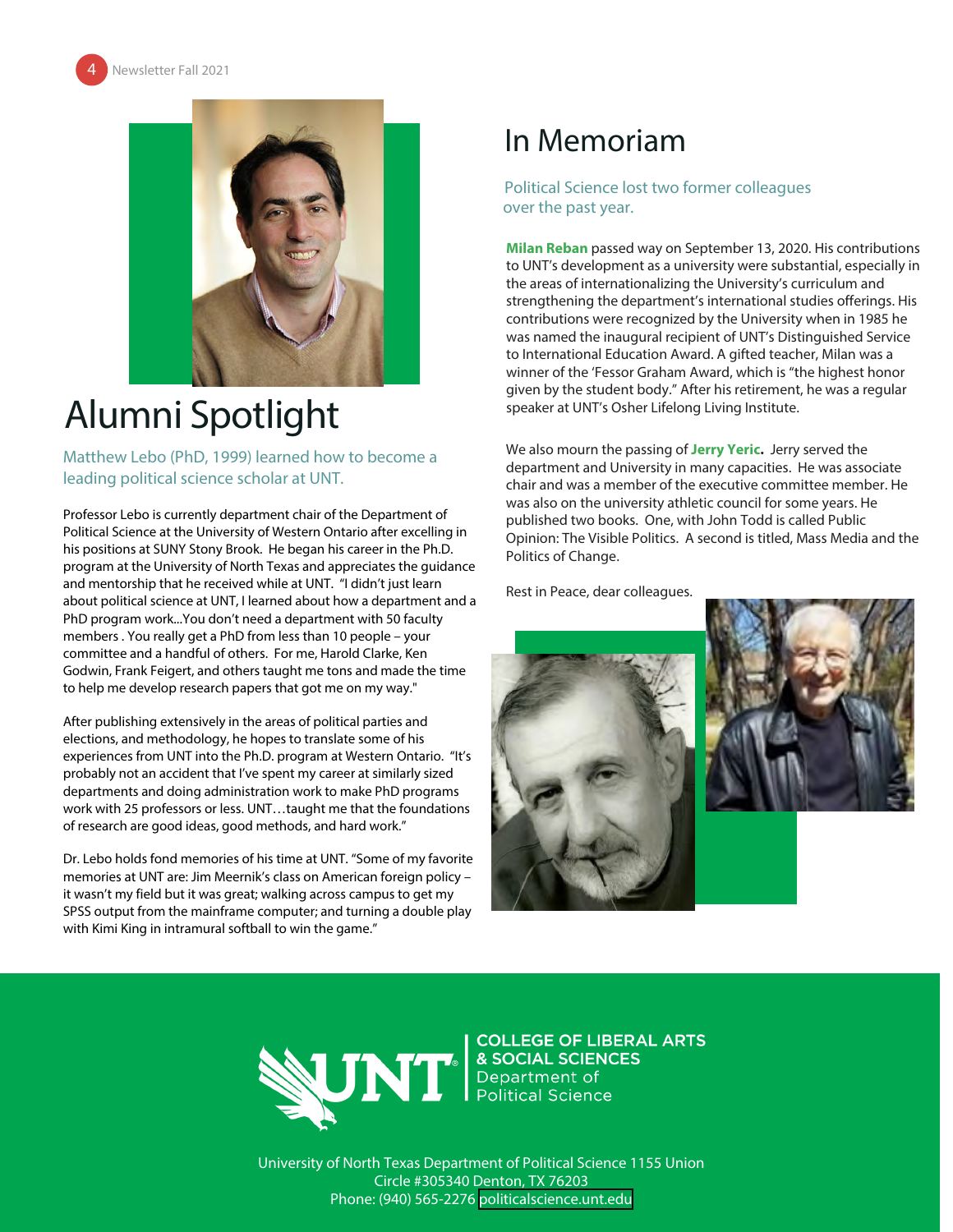## Alumni Spotlight

Matthew Lebo (PhD, 1999) learned how to become a leading political science scholar at UNT.

Professor Lebo is currently department chair of the Department of Political Science at the University of Western Ontario after excelling in his positions at SUNY Stony Brook. He began his career in the Ph.D. program at the University of North Texas and appreciates the guidance and mentorship that he received while at UNT. "I didn't just learn about political science at UNT, I learned about how a department and a PhD program work...You don't need a department with 50 faculty members . You really get a PhD from less than 10 people – your committee and a handful of others. For me, Harold Clarke, Ken Godwin, Frank Feigert, and others taught me tons and made the time to help me develop research papers that got me on my way."

After publishing extensively in the areas of political parties and elections, and methodology, he hopes to translate some of his experiences from UNT into the Ph.D. program at Western Ontario. "It's probably not an accident that I've spent my career at similarly sized departments and doing administration work to make PhD programs work with 25 professors or less. UNT…taught me that the foundations of research are good ideas, good methods, and hard work."

Dr. Lebo holds fond memories of his time at UNT. "Some of my favorite memories at UNT are: Jim Meernik's class on American foreign policy – it wasn't my field but it was great; walking across campus to get my SPSS output from the mainframe computer; and turning a double play with Kimi King in intramural softball to win the game."

## In Memoriam

Political Science lost two former colleagues over the past year.

**Milan Reban** passed way on September 13, 2020. His contributions to UNT's development as a university were substantial, especially in the areas of internationalizing the University's curriculum and strengthening the department's international studies offerings. His contributions were recognized by the University when in 1985 he was named the inaugural recipient of UNT's Distinguished Service to International Education Award. A gifted teacher, Milan was a winner of the 'Fessor Graham Award, which is "the highest honor given by the student body." After his retirement, he was a regular speaker at UNT's Osher Lifelong Living Institute.

We also mourn the passing of **Jerry Yeric.** Jerry served the department and University in many capacities. He was associate chair and was a member of the executive committee member. He was also on the university athletic council for some years. He published two books. One, with John Todd is called Public Opinion: The Visible Politics. A second is titled, Mass Media and the Politics of Change.

Rest in Peace, dear colleagues.

COLLEGE OF LIBERAL ARTS & SOCIAL SCIENCES
Department of Political Science

University of North Texas Department of Political Science 1155 Union Circle #305340 Denton, TX 76203
Phone: (940) 565-2276 politicalscience.unt.edu